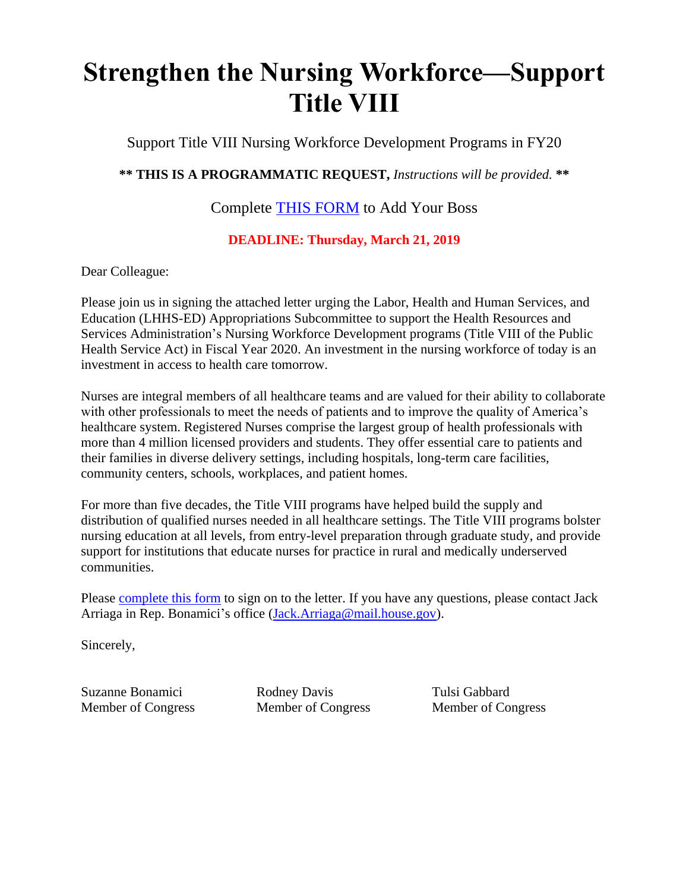# Strengthen the Nursing Workforce—Support Title VIII

Support Title VIII Nursing Workforce Development Programs in FY20

**** THIS IS A PROGRAMMATIC REQUEST,** *Instructions will be provided.* ****

Complete THIS FORM to Add Your Boss

**DEADLINE: Thursday, March 21, 2019**

Dear Colleague:

Please join us in signing the attached letter urging the Labor, Health and Human Services, and Education (LHHS-ED) Appropriations Subcommittee to support the Health Resources and Services Administration's Nursing Workforce Development programs (Title VIII of the Public Health Service Act) in Fiscal Year 2020. An investment in the nursing workforce of today is an investment in access to health care tomorrow.

Nurses are integral members of all healthcare teams and are valued for their ability to collaborate with other professionals to meet the needs of patients and to improve the quality of America's healthcare system. Registered Nurses comprise the largest group of health professionals with more than 4 million licensed providers and students. They offer essential care to patients and their families in diverse delivery settings, including hospitals, long-term care facilities, community centers, schools, workplaces, and patient homes.

For more than five decades, the Title VIII programs have helped build the supply and distribution of qualified nurses needed in all healthcare settings. The Title VIII programs bolster nursing education at all levels, from entry-level preparation through graduate study, and provide support for institutions that educate nurses for practice in rural and medically underserved communities.

Please complete this form to sign on to the letter. If you have any questions, please contact Jack Arriaga in Rep. Bonamici's office (Jack.Arriaga@mail.house.gov).

Sincerely,

Suzanne Bonamici
Member of Congress

Rodney Davis
Member of Congress

Tulsi Gabbard
Member of Congress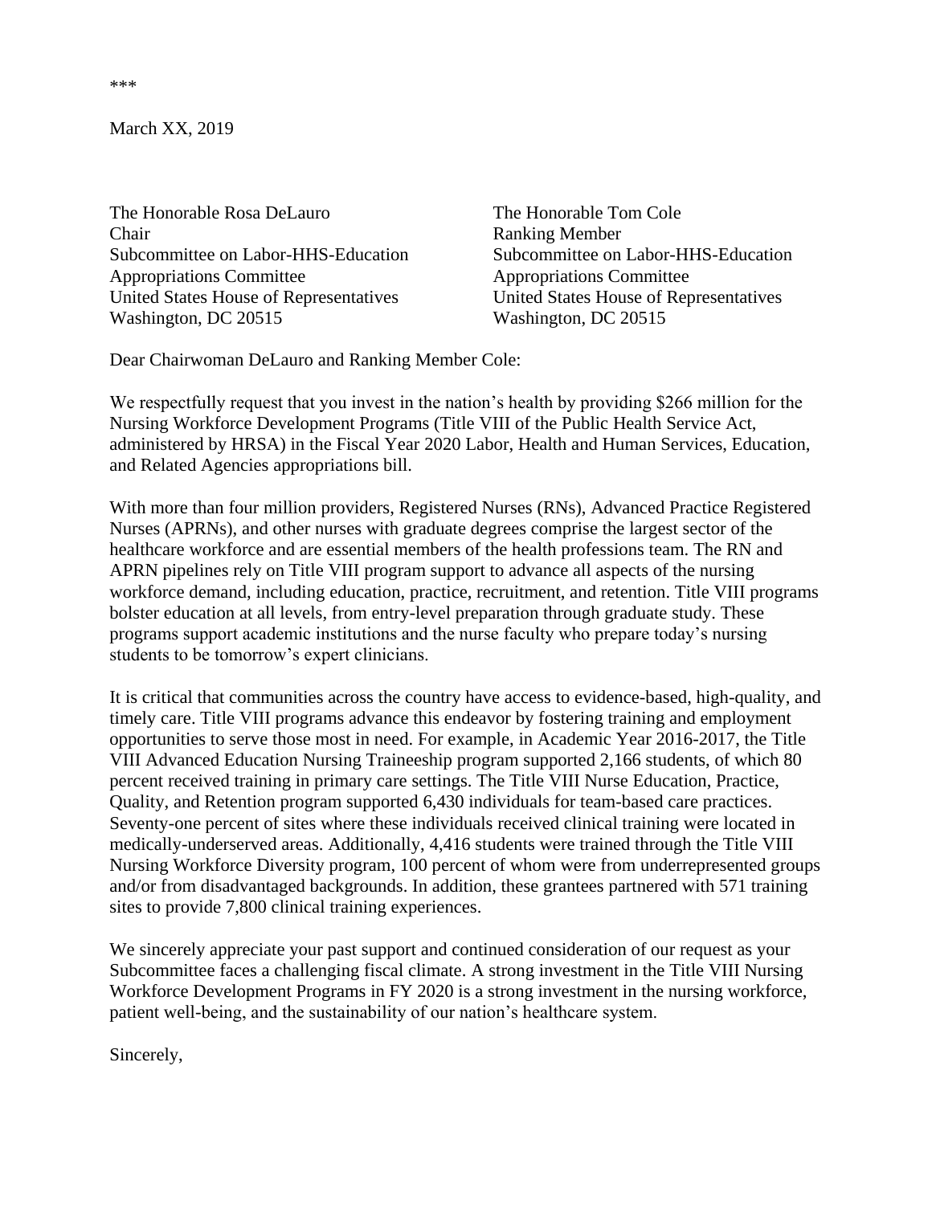***

March XX, 2019

The Honorable Rosa DeLauro
Chair
Subcommittee on Labor-HHS-Education
Appropriations Committee
United States House of Representatives
Washington, DC 20515

The Honorable Tom Cole
Ranking Member
Subcommittee on Labor-HHS-Education
Appropriations Committee
United States House of Representatives
Washington, DC 20515

Dear Chairwoman DeLauro and Ranking Member Cole:

We respectfully request that you invest in the nation's health by providing $266 million for the Nursing Workforce Development Programs (Title VIII of the Public Health Service Act, administered by HRSA) in the Fiscal Year 2020 Labor, Health and Human Services, Education, and Related Agencies appropriations bill.

With more than four million providers, Registered Nurses (RNs), Advanced Practice Registered Nurses (APRNs), and other nurses with graduate degrees comprise the largest sector of the healthcare workforce and are essential members of the health professions team. The RN and APRN pipelines rely on Title VIII program support to advance all aspects of the nursing workforce demand, including education, practice, recruitment, and retention. Title VIII programs bolster education at all levels, from entry-level preparation through graduate study. These programs support academic institutions and the nurse faculty who prepare today's nursing students to be tomorrow's expert clinicians.

It is critical that communities across the country have access to evidence-based, high-quality, and timely care. Title VIII programs advance this endeavor by fostering training and employment opportunities to serve those most in need. For example, in Academic Year 2016-2017, the Title VIII Advanced Education Nursing Traineeship program supported 2,166 students, of which 80 percent received training in primary care settings. The Title VIII Nurse Education, Practice, Quality, and Retention program supported 6,430 individuals for team-based care practices. Seventy-one percent of sites where these individuals received clinical training were located in medically-underserved areas. Additionally, 4,416 students were trained through the Title VIII Nursing Workforce Diversity program, 100 percent of whom were from underrepresented groups and/or from disadvantaged backgrounds. In addition, these grantees partnered with 571 training sites to provide 7,800 clinical training experiences.

We sincerely appreciate your past support and continued consideration of our request as your Subcommittee faces a challenging fiscal climate. A strong investment in the Title VIII Nursing Workforce Development Programs in FY 2020 is a strong investment in the nursing workforce, patient well-being, and the sustainability of our nation's healthcare system.

Sincerely,